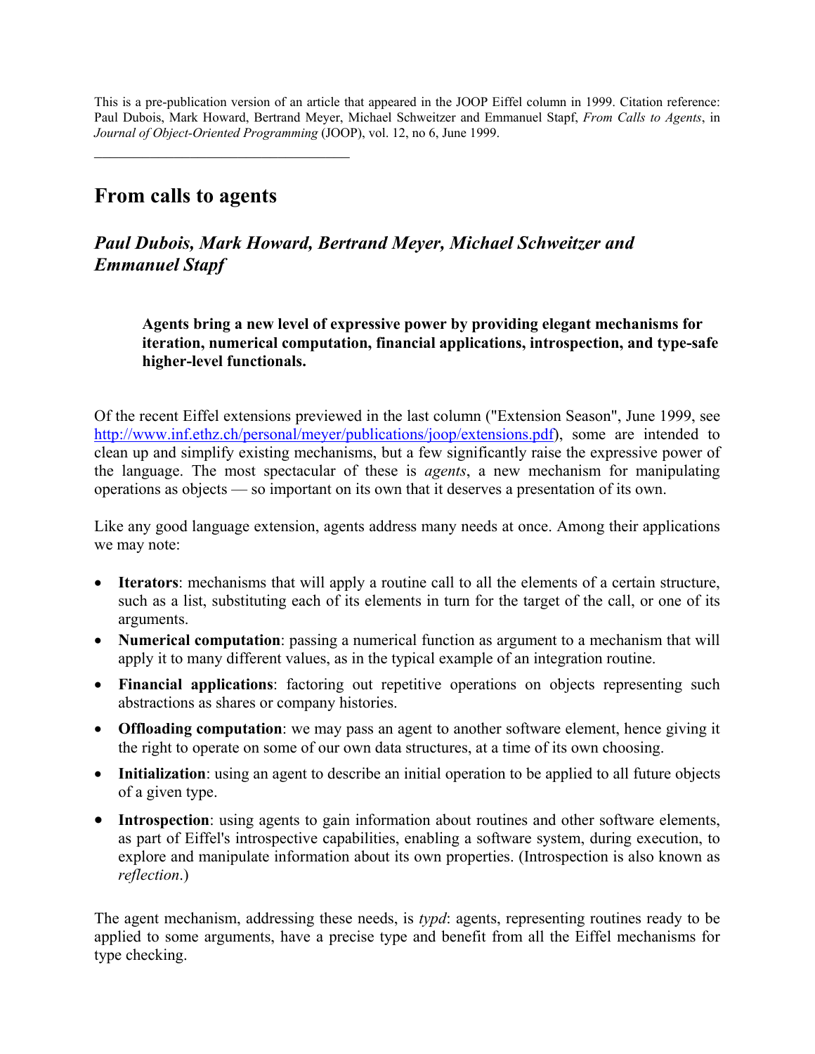This is a pre-publication version of an article that appeared in the JOOP Eiffel column in 1999. Citation reference: Paul Dubois, Mark Howard, Bertrand Meyer, Michael Schweitzer and Emmanuel Stapf, *From Calls to Agents*, in *Journal of Object-Oriented Programming* (JOOP), vol. 12, no 6, June 1999.

---

# From calls to agents

## *Paul Dubois, Mark Howard, Bertrand Meyer, Michael Schweitzer and Emmanuel Stapf*

> **Agents bring a new level of expressive power by providing elegant mechanisms for iteration, numerical computation, financial applications, introspection, and type-safe higher-level functionals.**

Of the recent Eiffel extensions previewed in the last column ("Extension Season", June 1999, see http://www.inf.ethz.ch/personal/meyer/publications/joop/extensions.pdf), some are intended to clean up and simplify existing mechanisms, but a few significantly raise the expressive power of the language. The most spectacular of these is *agents*, a new mechanism for manipulating operations as objects — so important on its own that it deserves a presentation of its own.

Like any good language extension, agents address many needs at once. Among their applications we may note:

- **Iterators**: mechanisms that will apply a routine call to all the elements of a certain structure, such as a list, substituting each of its elements in turn for the target of the call, or one of its arguments.
- **Numerical computation**: passing a numerical function as argument to a mechanism that will apply it to many different values, as in the typical example of an integration routine.
- **Financial applications**: factoring out repetitive operations on objects representing such abstractions as shares or company histories.
- **Offloading computation**: we may pass an agent to another software element, hence giving it the right to operate on some of our own data structures, at a time of its own choosing.
- **Initialization**: using an agent to describe an initial operation to be applied to all future objects of a given type.
- **Introspection**: using agents to gain information about routines and other software elements, as part of Eiffel's introspective capabilities, enabling a software system, during execution, to explore and manipulate information about its own properties. (Introspection is also known as *reflection*.)

The agent mechanism, addressing these needs, is *typd*: agents, representing routines ready to be applied to some arguments, have a precise type and benefit from all the Eiffel mechanisms for type checking.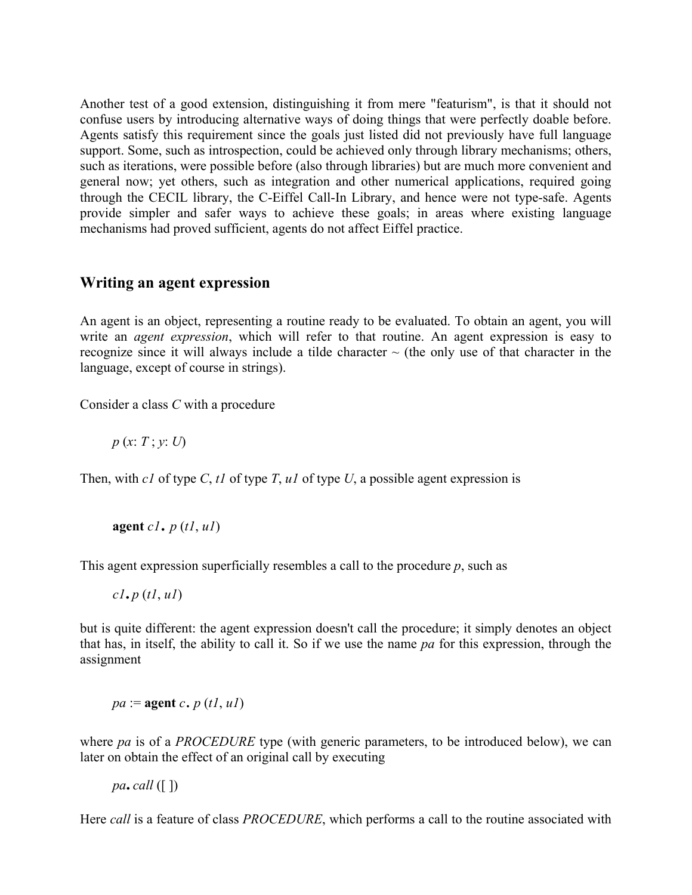Another test of a good extension, distinguishing it from mere "featurism", is that it should not confuse users by introducing alternative ways of doing things that were perfectly doable before. Agents satisfy this requirement since the goals just listed did not previously have full language support. Some, such as introspection, could be achieved only through library mechanisms; others, such as iterations, were possible before (also through libraries) but are much more convenient and general now; yet others, such as integration and other numerical applications, required going through the CECIL library, the C-Eiffel Call-In Library, and hence were not type-safe. Agents provide simpler and safer ways to achieve these goals; in areas where existing language mechanisms had proved sufficient, agents do not affect Eiffel practice.

## Writing an agent expression

An agent is an object, representing a routine ready to be evaluated. To obtain an agent, you will write an *agent expression*, which will refer to that routine. An agent expression is easy to recognize since it will always include a tilde character ~ (the only use of that character in the language, except of course in strings).

Consider a class *C* with a procedure

> *p* (*x*: *T* ; *y*: *U*)

Then, with *c1* of type *C*, *t1* of type *T*, *u1* of type *U*, a possible agent expression is

> **agent** *c1***.** *p* (*t1*, *u1*)

This agent expression superficially resembles a call to the procedure *p*, such as

> *c1***.***p* (*t1*, *u1*)

but is quite different: the agent expression doesn't call the procedure; it simply denotes an object that has, in itself, the ability to call it. So if we use the name *pa* for this expression, through the assignment

> *pa* := **agent** *c***.** *p* (*t1*, *u1*)

where *pa* is of a *PROCEDURE* type (with generic parameters, to be introduced below), we can later on obtain the effect of an original call by executing

> *pa***.** *call* ([ ])

Here *call* is a feature of class *PROCEDURE*, which performs a call to the routine associated with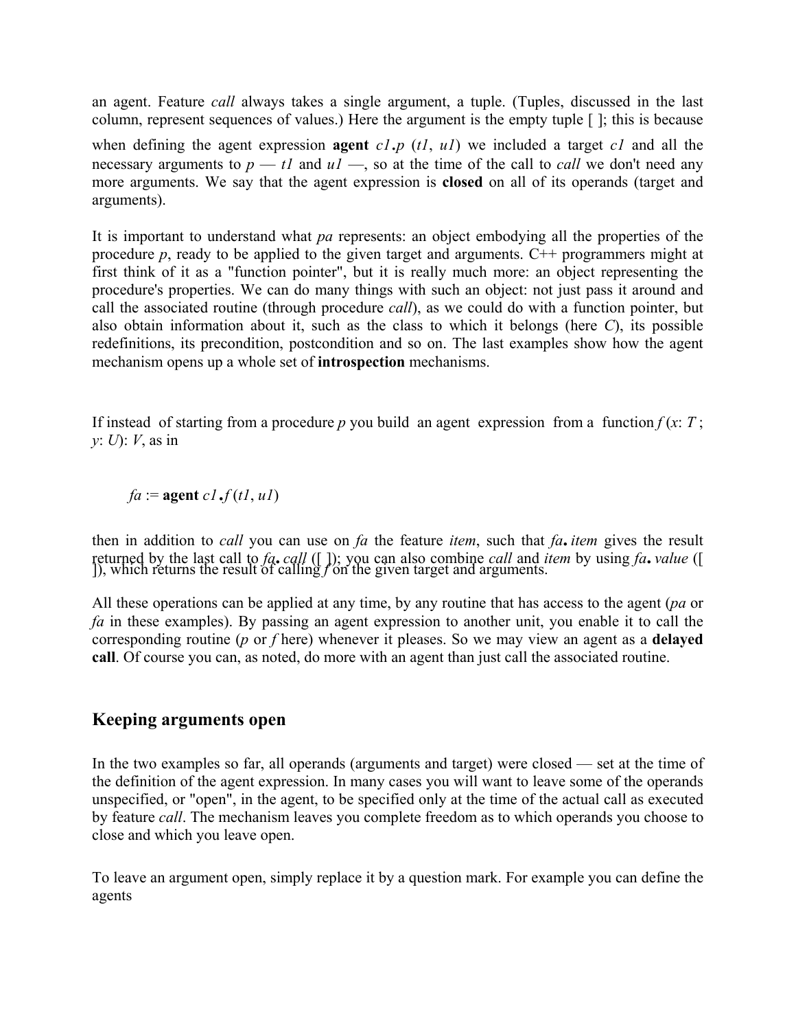an agent. Feature *call* always takes a single argument, a tuple. (Tuples, discussed in the last column, represent sequences of values.) Here the argument is the empty tuple [ ]; this is because when defining the agent expression **agent** *c1*.*p* (*t1*, *u1*) we included a target *c1* and all the necessary arguments to *p* — *t1* and *u1* —, so at the time of the call to *call* we don't need any more arguments. We say that the agent expression is **closed** on all of its operands (target and arguments).

It is important to understand what *pa* represents: an object embodying all the properties of the procedure *p*, ready to be applied to the given target and arguments. C++ programmers might at first think of it as a "function pointer", but it is really much more: an object representing the procedure's properties. We can do many things with such an object: not just pass it around and call the associated routine (through procedure *call*), as we could do with a function pointer, but also obtain information about it, such as the class to which it belongs (here *C*), its possible redefinitions, its precondition, postcondition and so on. The last examples show how the agent mechanism opens up a whole set of **introspection** mechanisms.

If instead of starting from a procedure *p* you build an agent expression from a function *f* (*x*: *T* ; *y*: *U*): *V*, as in

*fa* := **agent** *c1*.*f* (*t1*, *u1*)

then in addition to *call* you can use on *fa* the feature *item*, such that *fa*.*item* gives the result returned by the last call to *fa*.*call* ([ ]); you can also combine *call* and *item* by using *fa*.*value* ([ ]), which returns the result of calling *f* on the given target and arguments.

All these operations can be applied at any time, by any routine that has access to the agent (*pa* or *fa* in these examples). By passing an agent expression to another unit, you enable it to call the corresponding routine (*p* or *f* here) whenever it pleases. So we may view an agent as a **delayed call**. Of course you can, as noted, do more with an agent than just call the associated routine.

## Keeping arguments open

In the two examples so far, all operands (arguments and target) were closed — set at the time of the definition of the agent expression. In many cases you will want to leave some of the operands unspecified, or "open", in the agent, to be specified only at the time of the actual call as executed by feature *call*. The mechanism leaves you complete freedom as to which operands you choose to close and which you leave open.

To leave an argument open, simply replace it by a question mark. For example you can define the agents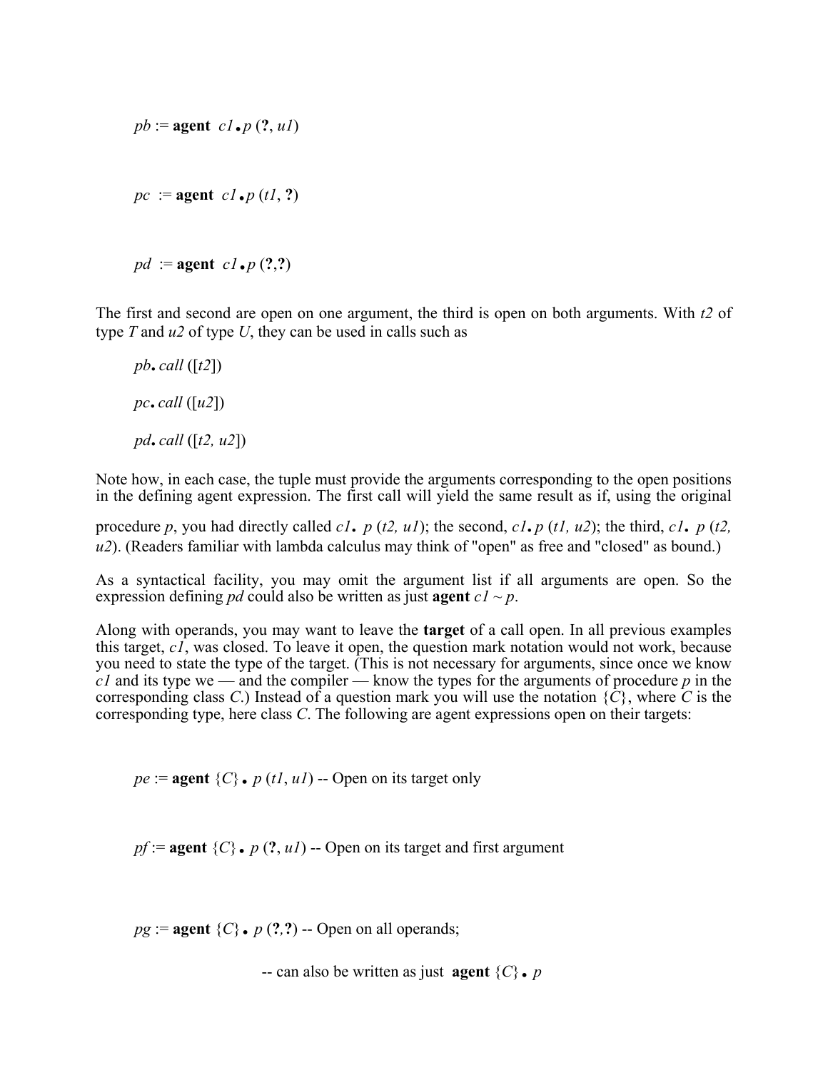*pb* := **agent** *c1*.*p* (**?**, *u1*)

*pc* := **agent** *c1*.*p* (*t1*, **?**)

*pd* := **agent** *c1*.*p* (**?**,**?**)

The first and second are open on one argument, the third is open on both arguments. With *t2* of type *T* and *u2* of type *U*, they can be used in calls such as

*pb*. *call* ([*t2*])

*pc*. *call* ([*u2*])

*pd*. *call* ([*t2, u2*])

Note how, in each case, the tuple must provide the arguments corresponding to the open positions in the defining agent expression. The first call will yield the same result as if, using the original procedure *p*, you had directly called *c1*. *p* (*t2, u1*); the second, *c1*.*p* (*t1, u2*); the third, *c1*. *p* (*t2, u2*). (Readers familiar with lambda calculus may think of "open" as free and "closed" as bound.)

As a syntactical facility, you may omit the argument list if all arguments are open. So the expression defining *pd* could also be written as just **agent** *c1 ~ p*.

Along with operands, you may want to leave the **target** of a call open. In all previous examples this target, *c1*, was closed. To leave it open, the question mark notation would not work, because you need to state the type of the target. (This is not necessary for arguments, since once we know *c1* and its type we — and the compiler — know the types for the arguments of procedure *p* in the corresponding class *C*.) Instead of a question mark you will use the notation {*C*}, where *C* is the corresponding type, here class *C*. The following are agent expressions open on their targets:

*pe* := **agent** {*C*}. *p* (*t1*, *u1*) -- Open on its target only

*pf* := **agent** {*C*}. *p* (**?**, *u1*) -- Open on its target and first argument

*pg* := **agent** {*C*}. *p* (**?**,**?**) -- Open on all operands;

-- can also be written as just **agent** {*C*}. *p*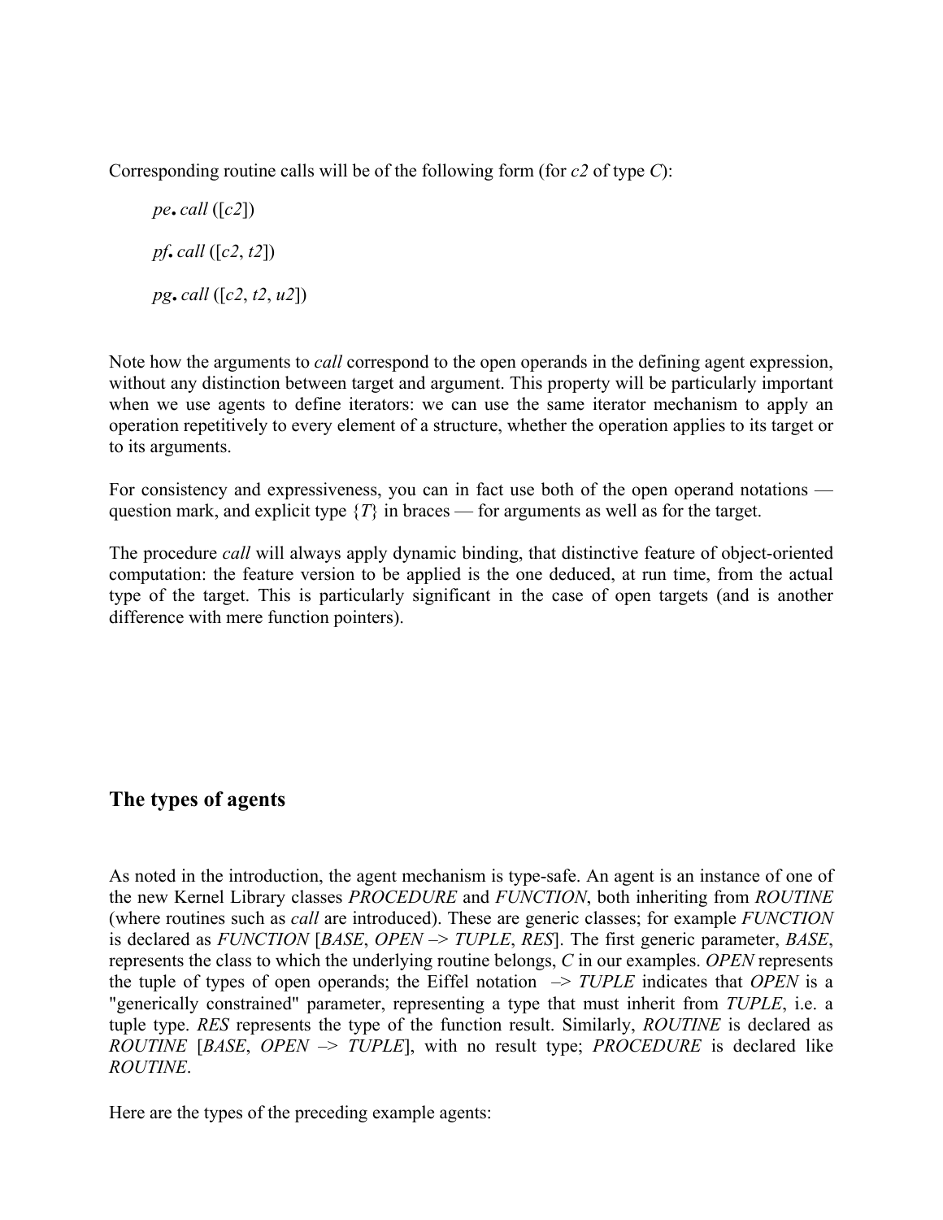Corresponding routine calls will be of the following form (for *c2* of type *C*):

> *pe*. *call* ([*c2*])
>
> *pf*. *call* ([*c2*, *t2*])
>
> *pg*. *call* ([*c2*, *t2*, *u2*])

Note how the arguments to *call* correspond to the open operands in the defining agent expression, without any distinction between target and argument. This property will be particularly important when we use agents to define iterators: we can use the same iterator mechanism to apply an operation repetitively to every element of a structure, whether the operation applies to its target or to its arguments.

For consistency and expressiveness, you can in fact use both of the open operand notations — question mark, and explicit type {*T*} in braces — for arguments as well as for the target.

The procedure *call* will always apply dynamic binding, that distinctive feature of object-oriented computation: the feature version to be applied is the one deduced, at run time, from the actual type of the target. This is particularly significant in the case of open targets (and is another difference with mere function pointers).

## The types of agents

As noted in the introduction, the agent mechanism is type-safe. An agent is an instance of one of the new Kernel Library classes *PROCEDURE* and *FUNCTION*, both inheriting from *ROUTINE* (where routines such as *call* are introduced). These are generic classes; for example *FUNCTION* is declared as *FUNCTION* [*BASE*, *OPEN* –> *TUPLE*, *RES*]. The first generic parameter, *BASE*, represents the class to which the underlying routine belongs, *C* in our examples. *OPEN* represents the tuple of types of open operands; the Eiffel notation –> *TUPLE* indicates that *OPEN* is a "generically constrained" parameter, representing a type that must inherit from *TUPLE*, i.e. a tuple type. *RES* represents the type of the function result. Similarly, *ROUTINE* is declared as *ROUTINE* [*BASE*, *OPEN* –> *TUPLE*], with no result type; *PROCEDURE* is declared like *ROUTINE*.

Here are the types of the preceding example agents: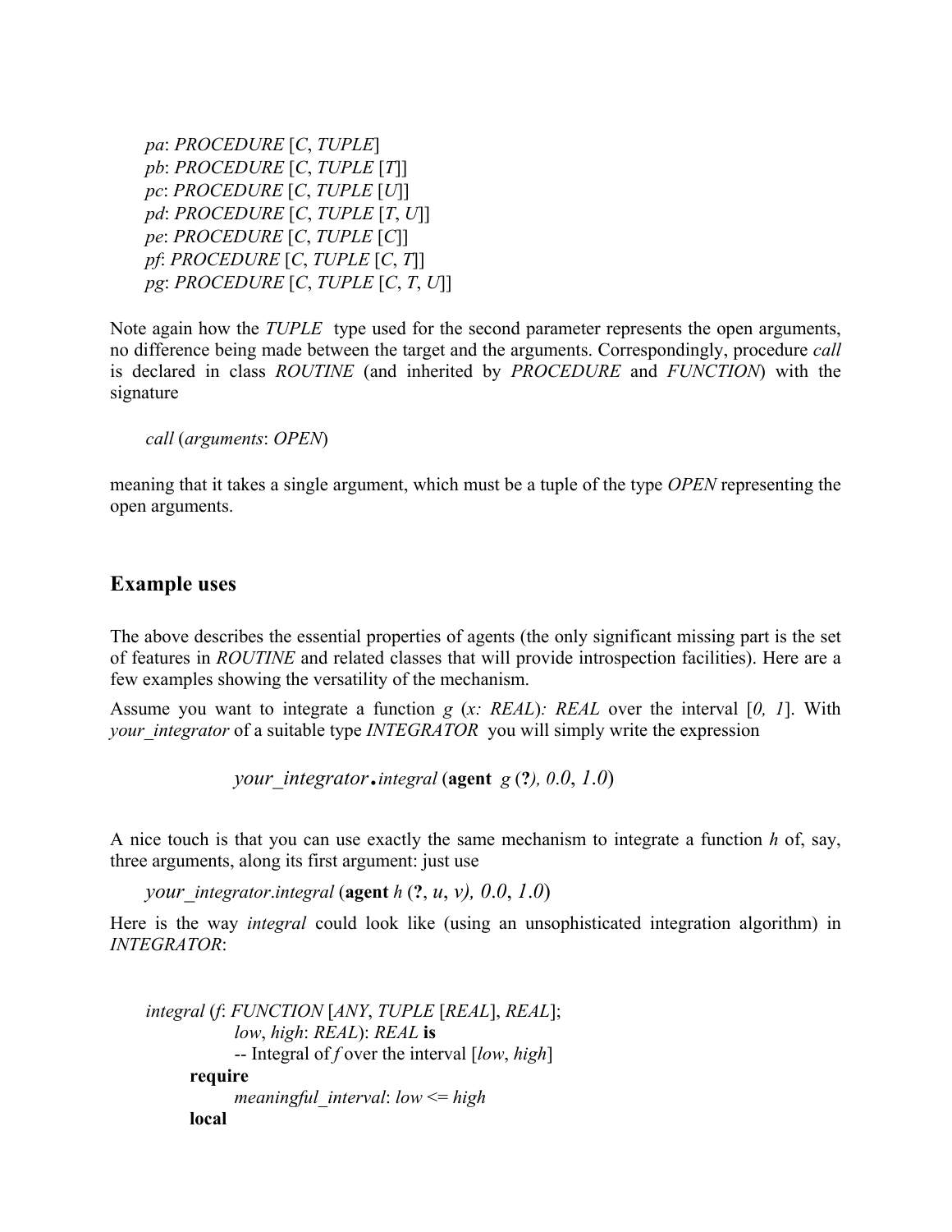*pa*: *PROCEDURE* [*C*, *TUPLE*]
*pb*: *PROCEDURE* [*C*, *TUPLE* [*T*]]
*pc*: *PROCEDURE* [*C*, *TUPLE* [*U*]]
*pd*: *PROCEDURE* [*C*, *TUPLE* [*T*, *U*]]
*pe*: *PROCEDURE* [*C*, *TUPLE* [*C*]]
*pf*: *PROCEDURE* [*C*, *TUPLE* [*C*, *T*]]
*pg*: *PROCEDURE* [*C*, *TUPLE* [*C*, *T*, *U*]]

Note again how the *TUPLE* type used for the second parameter represents the open arguments, no difference being made between the target and the arguments. Correspondingly, procedure *call* is declared in class *ROUTINE* (and inherited by *PROCEDURE* and *FUNCTION*) with the signature

*call* (*arguments*: *OPEN*)

meaning that it takes a single argument, which must be a tuple of the type *OPEN* representing the open arguments.

## Example uses

The above describes the essential properties of agents (the only significant missing part is the set of features in *ROUTINE* and related classes that will provide introspection facilities). Here are a few examples showing the versatility of the mechanism.

Assume you want to integrate a function *g* (*x: REAL*)*: REAL* over the interval [*0, 1*]. With *your_integrator* of a suitable type *INTEGRATOR* you will simply write the expression

*your_integrator*.*integral* (**agent** *g* (**?**), *0.0*, *1.0*)

A nice touch is that you can use exactly the same mechanism to integrate a function *h* of, say, three arguments, along its first argument: just use

*your_integrator*.*integral* (**agent** *h* (**?**, *u*, *v*), *0.0*, *1.0*)

Here is the way *integral* could look like (using an unsophisticated integration algorithm) in *INTEGRATOR*:

```
integral (f: FUNCTION [ANY, TUPLE [REAL], REAL];
        low, high: REAL): REAL is
        -- Integral of f over the interval [low, high]
    require
        meaningful_interval: low <= high
    local
```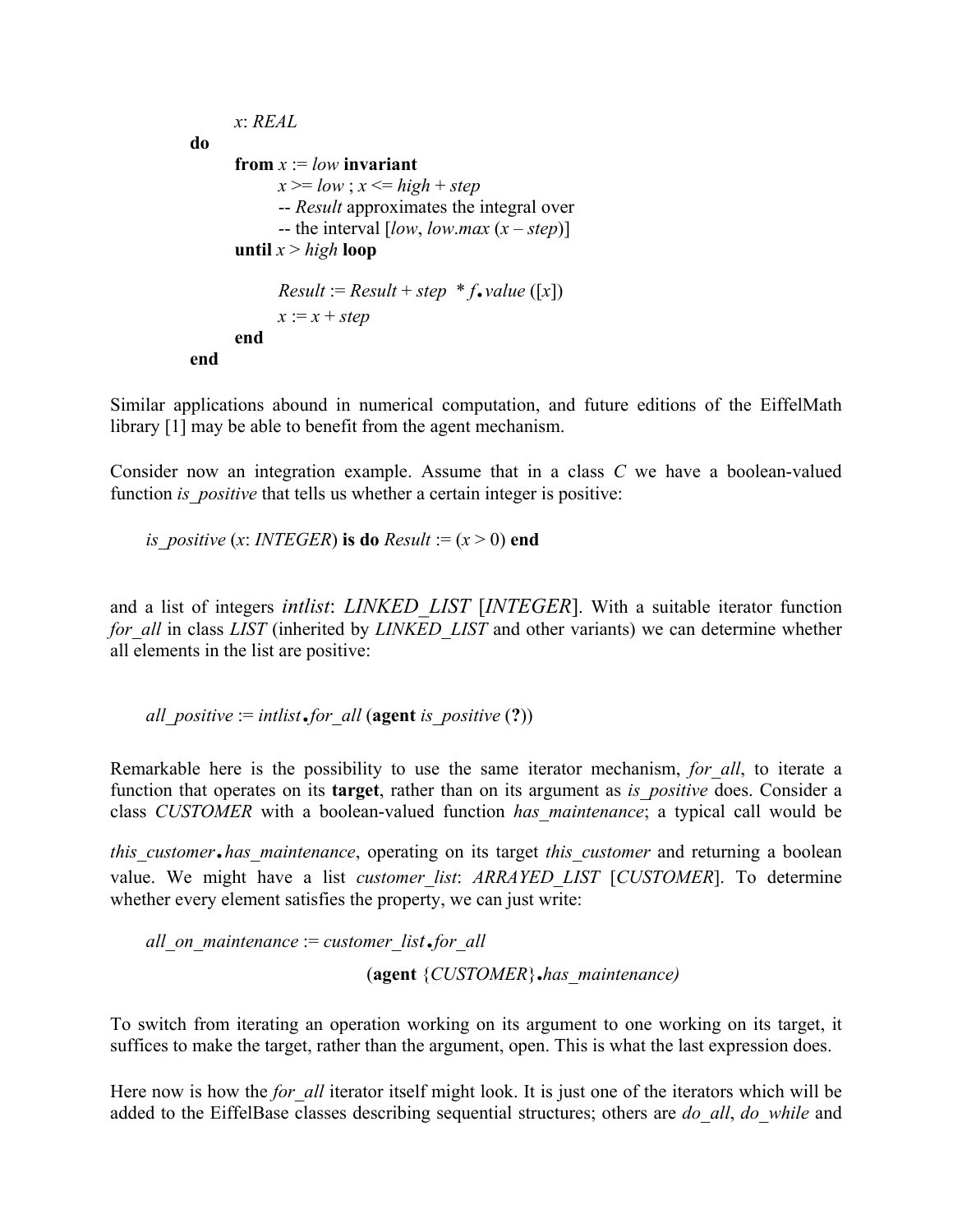```
        x: REAL
    do
        from x := low invariant
            x >= low ; x <= high + step
            -- Result approximates the integral over
            -- the interval [low, low.max (x – step)]
        until x > high loop

            Result := Result + step  * f.value ([x])
            x := x + step
        end
    end
```

Similar applications abound in numerical computation, and future editions of the EiffelMath library [1] may be able to benefit from the agent mechanism.

Consider now an integration example. Assume that in a class *C* we have a boolean-valued function *is_positive* that tells us whether a certain integer is positive:

```
is_positive (x: INTEGER) is do Result := (x > 0) end
```

and a list of integers *intlist*: *LINKED_LIST* [*INTEGER*]. With a suitable iterator function *for_all* in class *LIST* (inherited by *LINKED_LIST* and other variants) we can determine whether all elements in the list are positive:

```
all_positive := intlist.for_all (agent is_positive (?))
```

Remarkable here is the possibility to use the same iterator mechanism, *for_all*, to iterate a function that operates on its **target**, rather than on its argument as *is_positive* does. Consider a class *CUSTOMER* with a boolean-valued function *has_maintenance*; a typical call would be *this_customer*.*has_maintenance*, operating on its target *this_customer* and returning a boolean value. We might have a list *customer_list*: *ARRAYED_LIST* [*CUSTOMER*]. To determine whether every element satisfies the property, we can just write:

```
all_on_maintenance := customer_list.for_all
                            (agent {CUSTOMER}.has_maintenance)
```

To switch from iterating an operation working on its argument to one working on its target, it suffices to make the target, rather than the argument, open. This is what the last expression does.

Here now is how the *for_all* iterator itself might look. It is just one of the iterators which will be added to the EiffelBase classes describing sequential structures; others are *do_all*, *do_while* and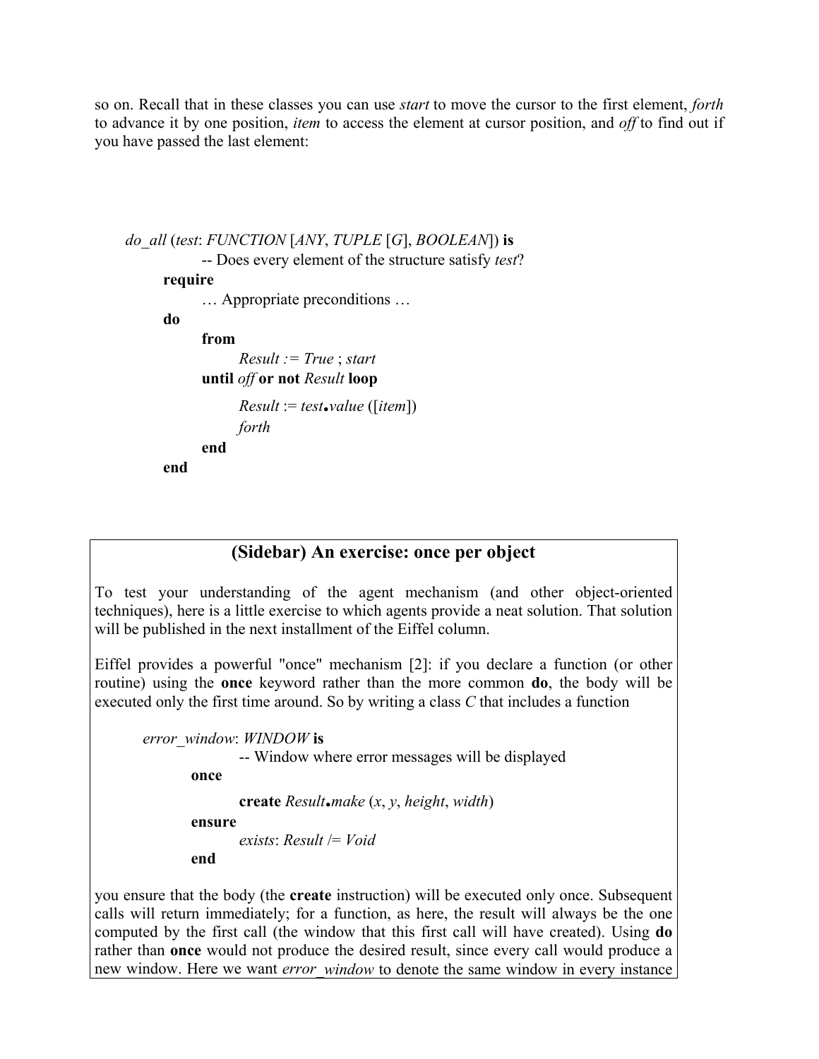so on. Recall that in these classes you can use *start* to move the cursor to the first element, *forth* to advance it by one position, *item* to access the element at cursor position, and *off* to find out if you have passed the last element:

```
do_all (test: FUNCTION [ANY, TUPLE [G], BOOLEAN]) is
        -- Does every element of the structure satisfy test?
    require
        … Appropriate preconditions …
    do
        from
            Result := True ; start
        until off or not Result loop
            Result := test.value ([item])
            forth
        end
    end
```

> ## (Sidebar) An exercise: once per object
>
> To test your understanding of the agent mechanism (and other object-oriented techniques), here is a little exercise to which agents provide a neat solution. That solution will be published in the next installment of the Eiffel column.
>
> Eiffel provides a powerful "once" mechanism [2]: if you declare a function (or other routine) using the **once** keyword rather than the more common **do**, the body will be executed only the first time around. So by writing a class *C* that includes a function
>
> ```
> error_window: WINDOW is
>             -- Window where error messages will be displayed
>         once
>             create Result.make (x, y, height, width)
>         ensure
>             exists: Result /= Void
>         end
> ```
>
> you ensure that the body (the **create** instruction) will be executed only once. Subsequent calls will return immediately; for a function, as here, the result will always be the one computed by the first call (the window that this first call will have created). Using **do** rather than **once** would not produce the desired result, since every call would produce a new window. Here we want *error_window* to denote the same window in every instance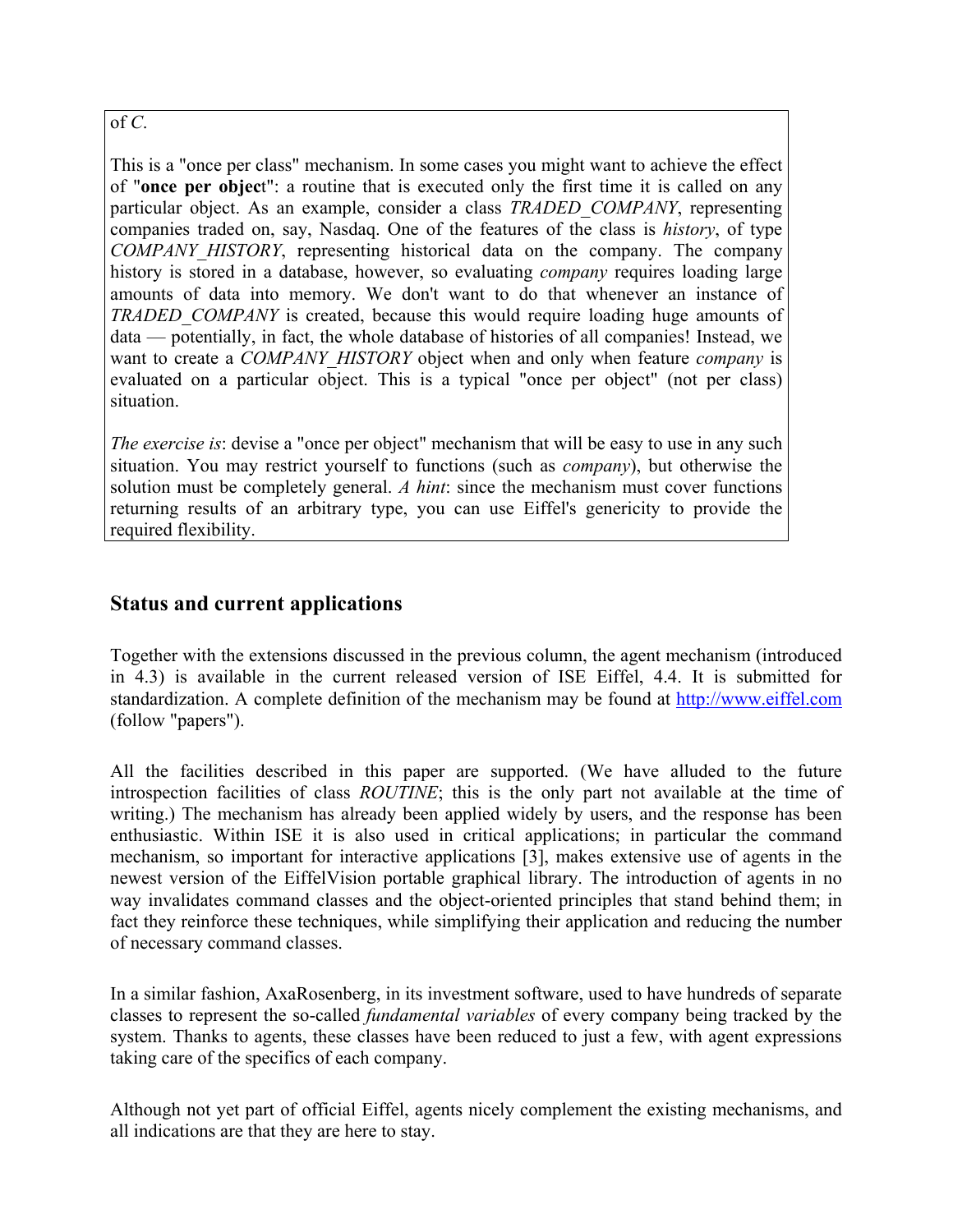of *C*.

This is a "once per class" mechanism. In some cases you might want to achieve the effect of "**once per objec**t": a routine that is executed only the first time it is called on any particular object. As an example, consider a class *TRADED_COMPANY*, representing companies traded on, say, Nasdaq. One of the features of the class is *history*, of type *COMPANY_HISTORY*, representing historical data on the company. The company history is stored in a database, however, so evaluating *company* requires loading large amounts of data into memory. We don't want to do that whenever an instance of *TRADED_COMPANY* is created, because this would require loading huge amounts of data — potentially, in fact, the whole database of histories of all companies! Instead, we want to create a *COMPANY_HISTORY* object when and only when feature *company* is evaluated on a particular object. This is a typical "once per object" (not per class) situation.

*The exercise is*: devise a "once per object" mechanism that will be easy to use in any such situation. You may restrict yourself to functions (such as *company*), but otherwise the solution must be completely general. *A hint*: since the mechanism must cover functions returning results of an arbitrary type, you can use Eiffel's genericity to provide the required flexibility.

## Status and current applications

Together with the extensions discussed in the previous column, the agent mechanism (introduced in 4.3) is available in the current released version of ISE Eiffel, 4.4. It is submitted for standardization. A complete definition of the mechanism may be found at http://www.eiffel.com (follow "papers").

All the facilities described in this paper are supported. (We have alluded to the future introspection facilities of class *ROUTINE*; this is the only part not available at the time of writing.) The mechanism has already been applied widely by users, and the response has been enthusiastic. Within ISE it is also used in critical applications; in particular the command mechanism, so important for interactive applications [3], makes extensive use of agents in the newest version of the EiffelVision portable graphical library. The introduction of agents in no way invalidates command classes and the object-oriented principles that stand behind them; in fact they reinforce these techniques, while simplifying their application and reducing the number of necessary command classes.

In a similar fashion, AxaRosenberg, in its investment software, used to have hundreds of separate classes to represent the so-called *fundamental variables* of every company being tracked by the system. Thanks to agents, these classes have been reduced to just a few, with agent expressions taking care of the specifics of each company.

Although not yet part of official Eiffel, agents nicely complement the existing mechanisms, and all indications are that they are here to stay.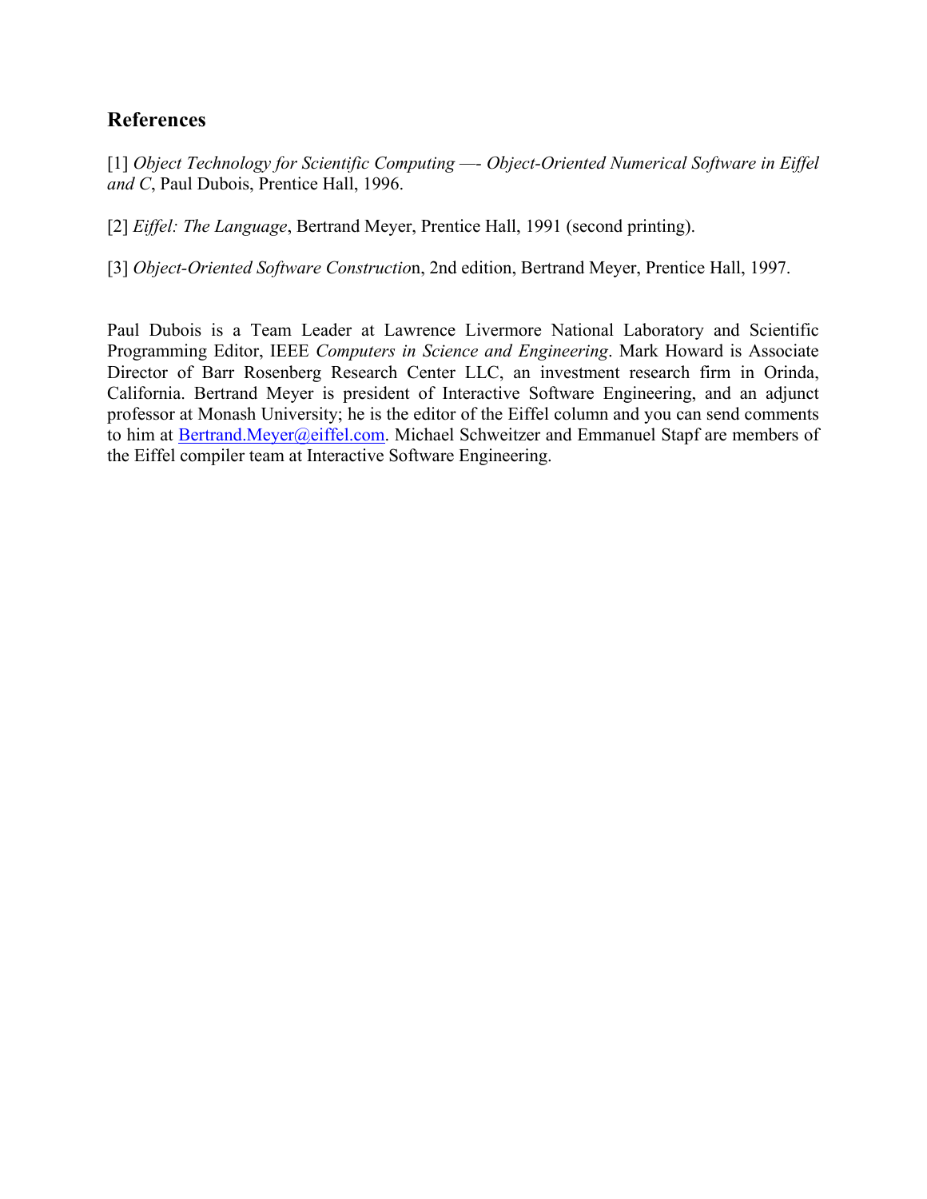## References

[1] *Object Technology for Scientific Computing —- Object-Oriented Numerical Software in Eiffel and C*, Paul Dubois, Prentice Hall, 1996.

[2] *Eiffel: The Language*, Bertrand Meyer, Prentice Hall, 1991 (second printing).

[3] *Object-Oriented Software Constructio*n, 2nd edition, Bertrand Meyer, Prentice Hall, 1997.

Paul Dubois is a Team Leader at Lawrence Livermore National Laboratory and Scientific Programming Editor, IEEE *Computers in Science and Engineering*. Mark Howard is Associate Director of Barr Rosenberg Research Center LLC, an investment research firm in Orinda, California. Bertrand Meyer is president of Interactive Software Engineering, and an adjunct professor at Monash University; he is the editor of the Eiffel column and you can send comments to him at Bertrand.Meyer@eiffel.com. Michael Schweitzer and Emmanuel Stapf are members of the Eiffel compiler team at Interactive Software Engineering.